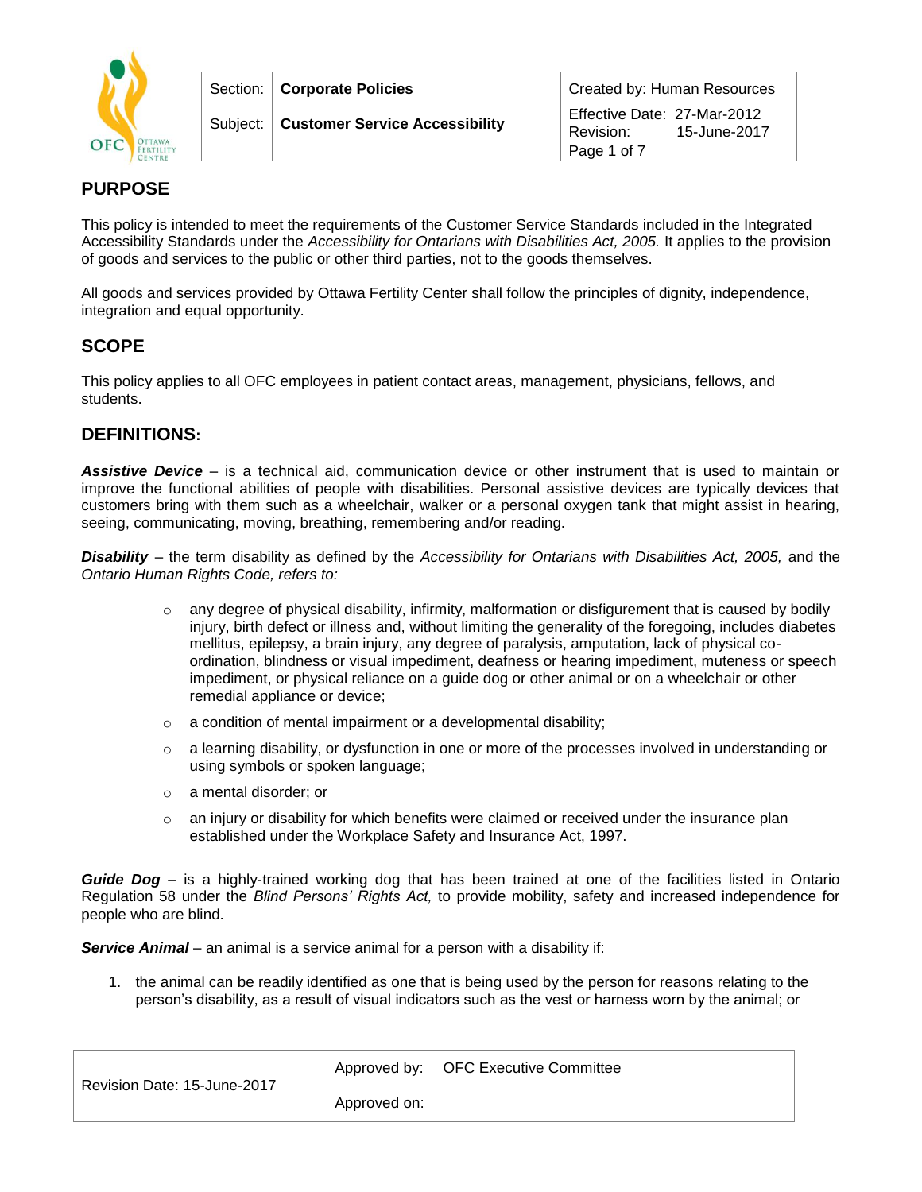| Section: | **Corporate Policies** | Created by: Human Resources |
|---|---|---|
| Subject: | **Customer Service Accessibility** | Effective Date: 27-Mar-2012<br>Revision: 15-June-2017 |

## PURPOSE

This policy is intended to meet the requirements of the Customer Service Standards included in the Integrated Accessibility Standards under the *Accessibility for Ontarians with Disabilities Act, 2005.* It applies to the provision of goods and services to the public or other third parties, not to the goods themselves.

All goods and services provided by Ottawa Fertility Center shall follow the principles of dignity, independence, integration and equal opportunity.

## SCOPE

This policy applies to all OFC employees in patient contact areas, management, physicians, fellows, and students.

## DEFINITIONS:

***Assistive Device*** – is a technical aid, communication device or other instrument that is used to maintain or improve the functional abilities of people with disabilities. Personal assistive devices are typically devices that customers bring with them such as a wheelchair, walker or a personal oxygen tank that might assist in hearing, seeing, communicating, moving, breathing, remembering and/or reading.

***Disability*** – the term disability as defined by the *Accessibility for Ontarians with Disabilities Act, 2005,* and the *Ontario Human Rights Code, refers to:*

- any degree of physical disability, infirmity, malformation or disfigurement that is caused by bodily injury, birth defect or illness and, without limiting the generality of the foregoing, includes diabetes mellitus, epilepsy, a brain injury, any degree of paralysis, amputation, lack of physical co-ordination, blindness or visual impediment, deafness or hearing impediment, muteness or speech impediment, or physical reliance on a guide dog or other animal or on a wheelchair or other remedial appliance or device;
- a condition of mental impairment or a developmental disability;
- a learning disability, or dysfunction in one or more of the processes involved in understanding or using symbols or spoken language;
- a mental disorder; or
- an injury or disability for which benefits were claimed or received under the insurance plan established under the Workplace Safety and Insurance Act, 1997.

***Guide Dog*** – is a highly-trained working dog that has been trained at one of the facilities listed in Ontario Regulation 58 under the *Blind Persons' Rights Act,* to provide mobility, safety and increased independence for people who are blind.

***Service Animal*** – an animal is a service animal for a person with a disability if:

1. the animal can be readily identified as one that is being used by the person for reasons relating to the person's disability, as a result of visual indicators such as the vest or harness worn by the animal; or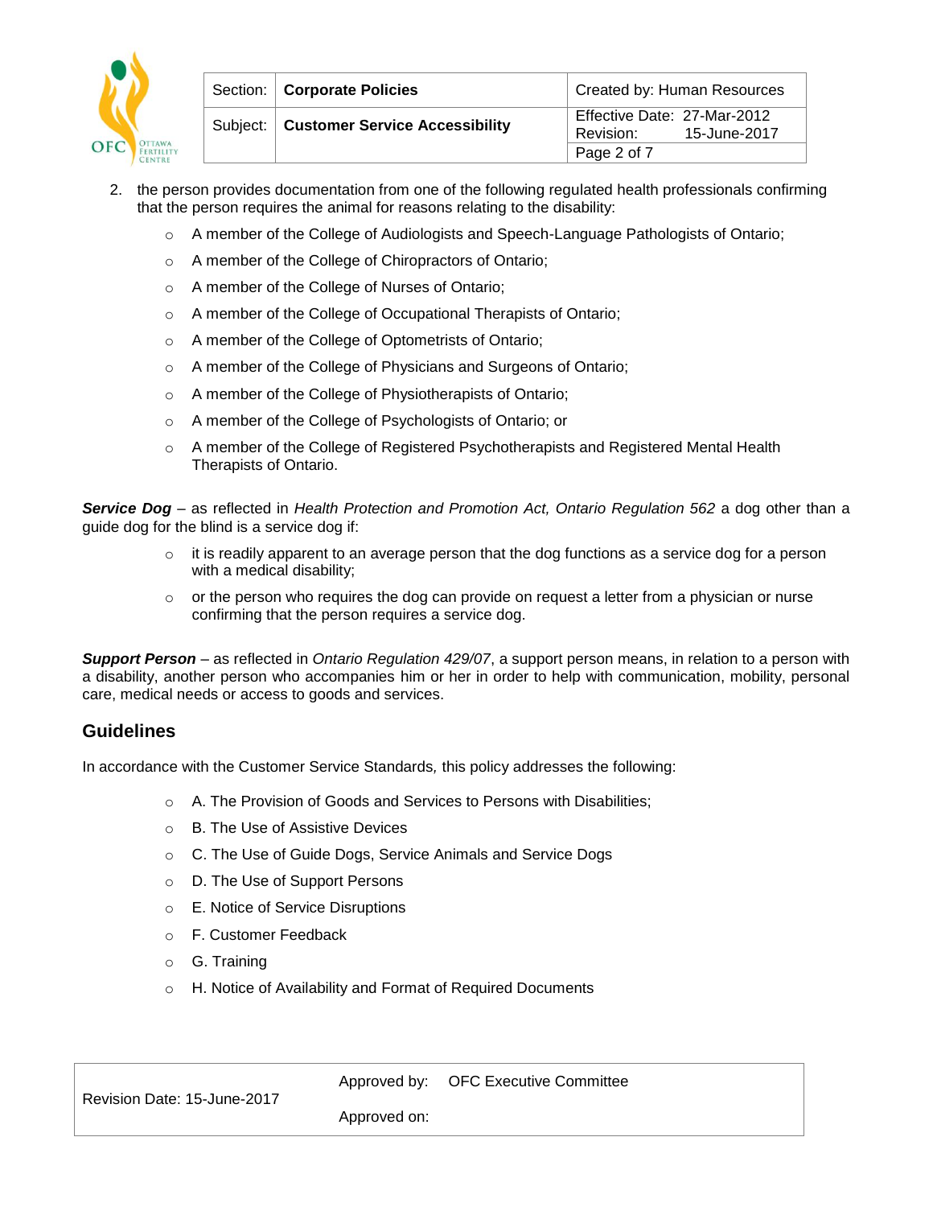2. the person provides documentation from one of the following regulated health professionals confirming that the person requires the animal for reasons relating to the disability:

   - A member of the College of Audiologists and Speech-Language Pathologists of Ontario;
   - A member of the College of Chiropractors of Ontario;
   - A member of the College of Nurses of Ontario;
   - A member of the College of Occupational Therapists of Ontario;
   - A member of the College of Optometrists of Ontario;
   - A member of the College of Physicians and Surgeons of Ontario;
   - A member of the College of Physiotherapists of Ontario;
   - A member of the College of Psychologists of Ontario; or
   - A member of the College of Registered Psychotherapists and Registered Mental Health Therapists of Ontario.

***Service Dog*** – as reflected in *Health Protection and Promotion Act, Ontario Regulation 562* a dog other than a guide dog for the blind is a service dog if:

- it is readily apparent to an average person that the dog functions as a service dog for a person with a medical disability;
- or the person who requires the dog can provide on request a letter from a physician or nurse confirming that the person requires a service dog.

***Support Person*** – as reflected in *Ontario Regulation 429/07*, a support person means, in relation to a person with a disability, another person who accompanies him or her in order to help with communication, mobility, personal care, medical needs or access to goods and services.

## Guidelines

In accordance with the Customer Service Standards, this policy addresses the following:

- A. The Provision of Goods and Services to Persons with Disabilities;
- B. The Use of Assistive Devices
- C. The Use of Guide Dogs, Service Animals and Service Dogs
- D. The Use of Support Persons
- E. Notice of Service Disruptions
- F. Customer Feedback
- G. Training
- H. Notice of Availability and Format of Required Documents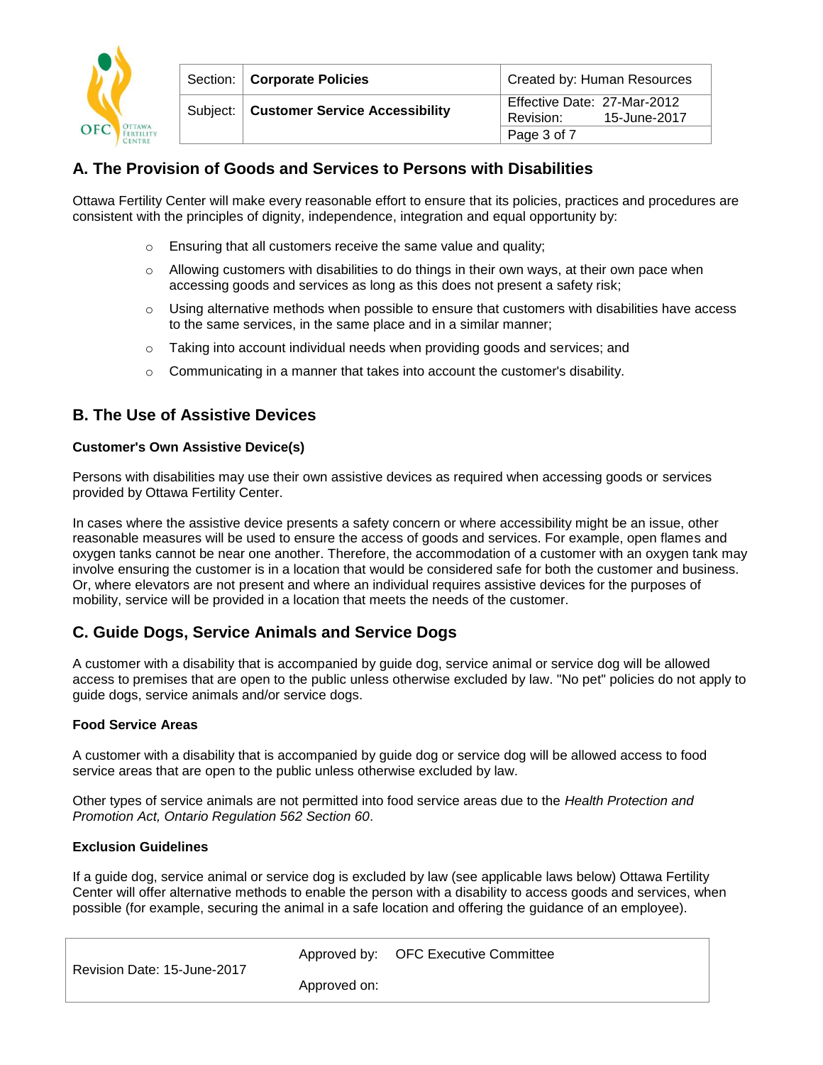## A. The Provision of Goods and Services to Persons with Disabilities

Ottawa Fertility Center will make every reasonable effort to ensure that its policies, practices and procedures are consistent with the principles of dignity, independence, integration and equal opportunity by:

- Ensuring that all customers receive the same value and quality;
- Allowing customers with disabilities to do things in their own ways, at their own pace when accessing goods and services as long as this does not present a safety risk;
- Using alternative methods when possible to ensure that customers with disabilities have access to the same services, in the same place and in a similar manner;
- Taking into account individual needs when providing goods and services; and
- Communicating in a manner that takes into account the customer's disability.

## B. The Use of Assistive Devices

**Customer's Own Assistive Device(s)**

Persons with disabilities may use their own assistive devices as required when accessing goods or services provided by Ottawa Fertility Center.

In cases where the assistive device presents a safety concern or where accessibility might be an issue, other reasonable measures will be used to ensure the access of goods and services. For example, open flames and oxygen tanks cannot be near one another. Therefore, the accommodation of a customer with an oxygen tank may involve ensuring the customer is in a location that would be considered safe for both the customer and business. Or, where elevators are not present and where an individual requires assistive devices for the purposes of mobility, service will be provided in a location that meets the needs of the customer.

## C. Guide Dogs, Service Animals and Service Dogs

A customer with a disability that is accompanied by guide dog, service animal or service dog will be allowed access to premises that are open to the public unless otherwise excluded by law. "No pet" policies do not apply to guide dogs, service animals and/or service dogs.

**Food Service Areas**

A customer with a disability that is accompanied by guide dog or service dog will be allowed access to food service areas that are open to the public unless otherwise excluded by law.

Other types of service animals are not permitted into food service areas due to the *Health Protection and Promotion Act, Ontario Regulation 562 Section 60*.

**Exclusion Guidelines**

If a guide dog, service animal or service dog is excluded by law (see applicable laws below) Ottawa Fertility Center will offer alternative methods to enable the person with a disability to access goods and services, when possible (for example, securing the animal in a safe location and offering the guidance of an employee).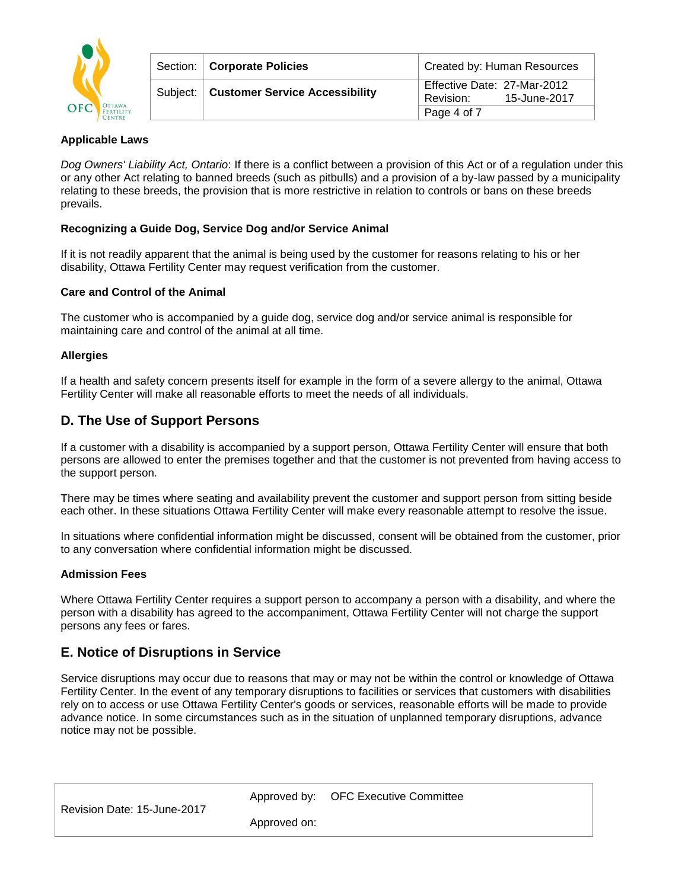**Applicable Laws**

*Dog Owners' Liability Act, Ontario*: If there is a conflict between a provision of this Act or of a regulation under this or any other Act relating to banned breeds (such as pitbulls) and a provision of a by-law passed by a municipality relating to these breeds, the provision that is more restrictive in relation to controls or bans on these breeds prevails.

**Recognizing a Guide Dog, Service Dog and/or Service Animal**

If it is not readily apparent that the animal is being used by the customer for reasons relating to his or her disability, Ottawa Fertility Center may request verification from the customer.

**Care and Control of the Animal**

The customer who is accompanied by a guide dog, service dog and/or service animal is responsible for maintaining care and control of the animal at all time.

**Allergies**

If a health and safety concern presents itself for example in the form of a severe allergy to the animal, Ottawa Fertility Center will make all reasonable efforts to meet the needs of all individuals.

## D. The Use of Support Persons

If a customer with a disability is accompanied by a support person, Ottawa Fertility Center will ensure that both persons are allowed to enter the premises together and that the customer is not prevented from having access to the support person.

There may be times where seating and availability prevent the customer and support person from sitting beside each other. In these situations Ottawa Fertility Center will make every reasonable attempt to resolve the issue.

In situations where confidential information might be discussed, consent will be obtained from the customer, prior to any conversation where confidential information might be discussed.

**Admission Fees**

Where Ottawa Fertility Center requires a support person to accompany a person with a disability, and where the person with a disability has agreed to the accompaniment, Ottawa Fertility Center will not charge the support persons any fees or fares.

## E. Notice of Disruptions in Service

Service disruptions may occur due to reasons that may or may not be within the control or knowledge of Ottawa Fertility Center. In the event of any temporary disruptions to facilities or services that customers with disabilities rely on to access or use Ottawa Fertility Center's goods or services, reasonable efforts will be made to provide advance notice. In some circumstances such as in the situation of unplanned temporary disruptions, advance notice may not be possible.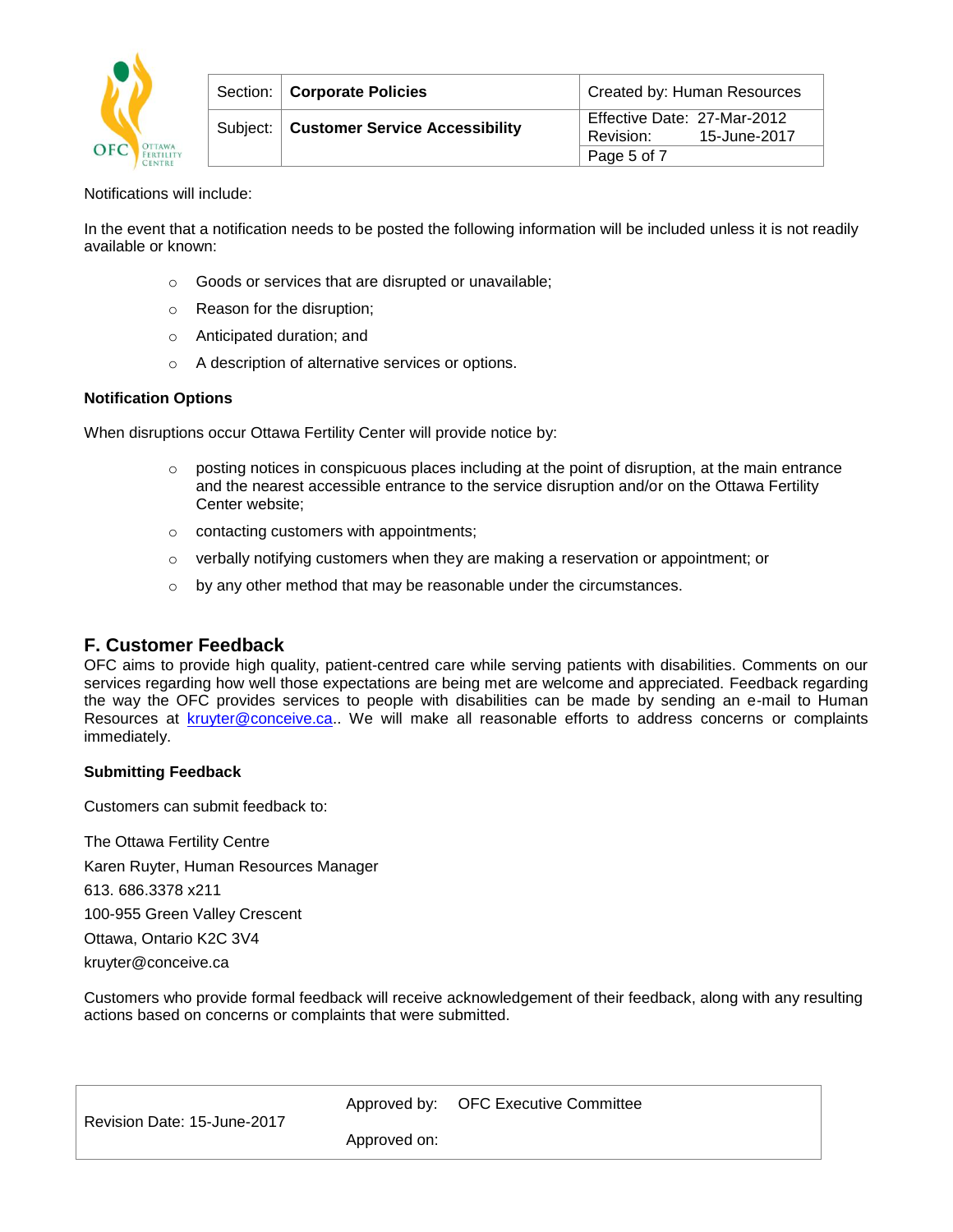Notifications will include:

In the event that a notification needs to be posted the following information will be included unless it is not readily available or known:

- Goods or services that are disrupted or unavailable;
- Reason for the disruption;
- Anticipated duration; and
- A description of alternative services or options.

**Notification Options**

When disruptions occur Ottawa Fertility Center will provide notice by:

- posting notices in conspicuous places including at the point of disruption, at the main entrance and the nearest accessible entrance to the service disruption and/or on the Ottawa Fertility Center website;
- contacting customers with appointments;
- verbally notifying customers when they are making a reservation or appointment; or
- by any other method that may be reasonable under the circumstances.

## F. Customer Feedback

OFC aims to provide high quality, patient-centred care while serving patients with disabilities. Comments on our services regarding how well those expectations are being met are welcome and appreciated. Feedback regarding the way the OFC provides services to people with disabilities can be made by sending an e-mail to Human Resources at kruyter@conceive.ca.. We will make all reasonable efforts to address concerns or complaints immediately.

**Submitting Feedback**

Customers can submit feedback to:

The Ottawa Fertility Centre
Karen Ruyter, Human Resources Manager
613. 686.3378 x211
100-955 Green Valley Crescent
Ottawa, Ontario K2C 3V4
kruyter@conceive.ca

Customers who provide formal feedback will receive acknowledgement of their feedback, along with any resulting actions based on concerns or complaints that were submitted.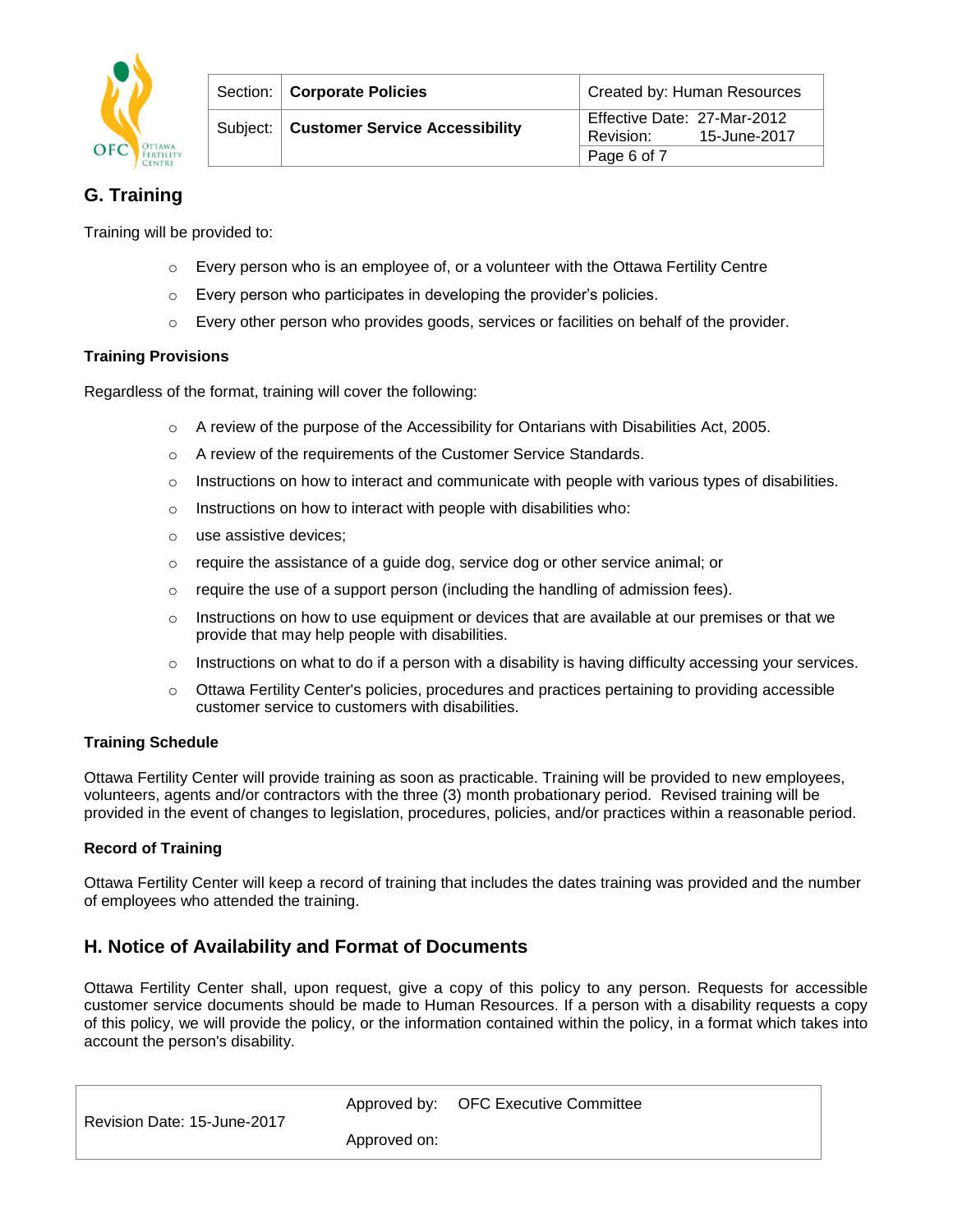## G. Training

Training will be provided to:

- Every person who is an employee of, or a volunteer with the Ottawa Fertility Centre
- Every person who participates in developing the provider's policies.
- Every other person who provides goods, services or facilities on behalf of the provider.

**Training Provisions**

Regardless of the format, training will cover the following:

- A review of the purpose of the Accessibility for Ontarians with Disabilities Act, 2005.
- A review of the requirements of the Customer Service Standards.
- Instructions on how to interact and communicate with people with various types of disabilities.
- Instructions on how to interact with people with disabilities who:
- use assistive devices;
- require the assistance of a guide dog, service dog or other service animal; or
- require the use of a support person (including the handling of admission fees).
- Instructions on how to use equipment or devices that are available at our premises or that we provide that may help people with disabilities.
- Instructions on what to do if a person with a disability is having difficulty accessing your services.
- Ottawa Fertility Center's policies, procedures and practices pertaining to providing accessible customer service to customers with disabilities.

**Training Schedule**

Ottawa Fertility Center will provide training as soon as practicable. Training will be provided to new employees, volunteers, agents and/or contractors with the three (3) month probationary period. Revised training will be provided in the event of changes to legislation, procedures, policies, and/or practices within a reasonable period.

**Record of Training**

Ottawa Fertility Center will keep a record of training that includes the dates training was provided and the number of employees who attended the training.

## H. Notice of Availability and Format of Documents

Ottawa Fertility Center shall, upon request, give a copy of this policy to any person. Requests for accessible customer service documents should be made to Human Resources. If a person with a disability requests a copy of this policy, we will provide the policy, or the information contained within the policy, in a format which takes into account the person's disability.

| Revision Date: 15-June-2017 | Approved by: | OFC Executive Committee |
|---|---|---|
| | Approved on: | |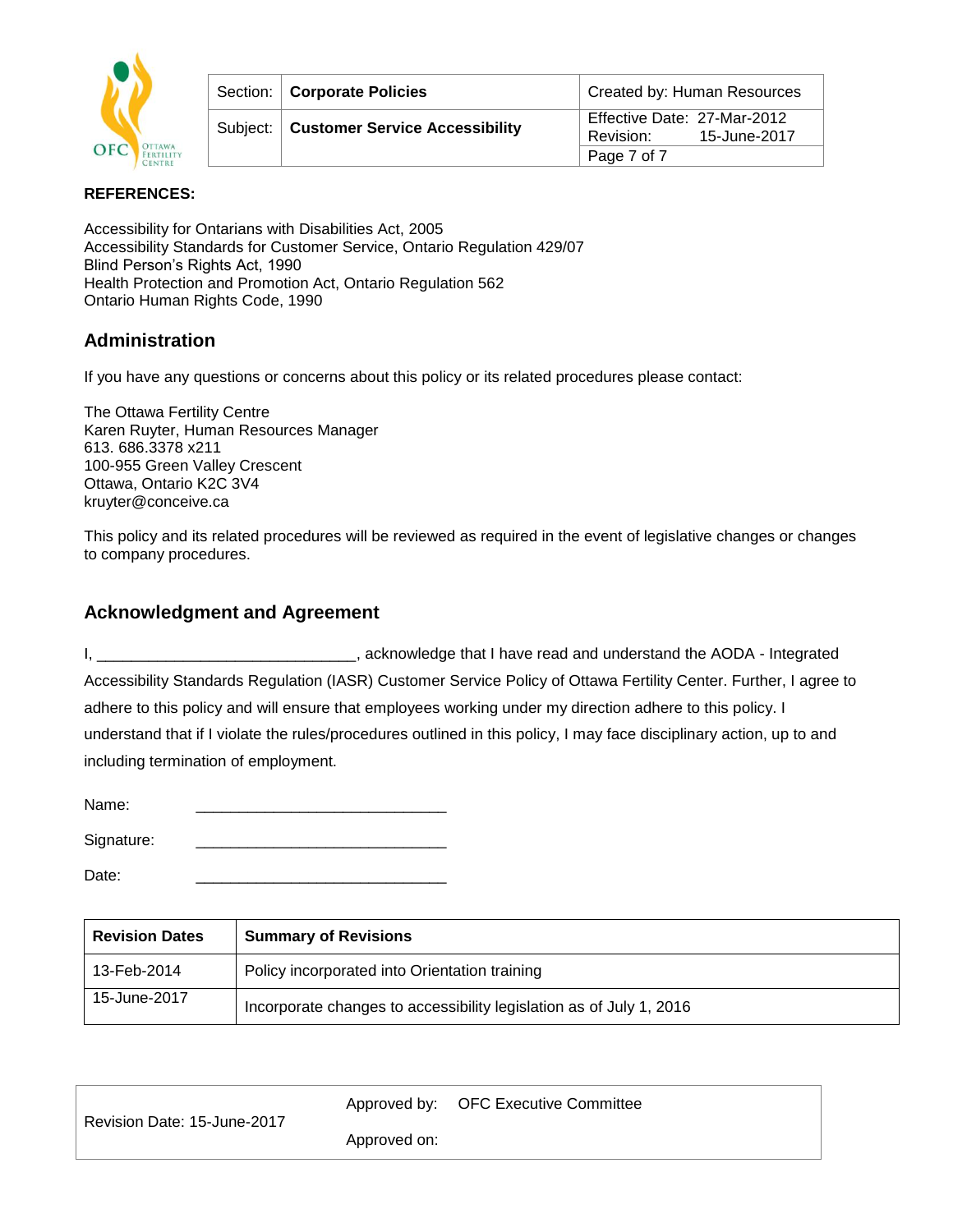**REFERENCES:**

Accessibility for Ontarians with Disabilities Act, 2005
Accessibility Standards for Customer Service, Ontario Regulation 429/07
Blind Person's Rights Act, 1990
Health Protection and Promotion Act, Ontario Regulation 562
Ontario Human Rights Code, 1990

## Administration

If you have any questions or concerns about this policy or its related procedures please contact:

The Ottawa Fertility Centre
Karen Ruyter, Human Resources Manager
613. 686.3378 x211
100-955 Green Valley Crescent
Ottawa, Ontario K2C 3V4
kruyter@conceive.ca

This policy and its related procedures will be reviewed as required in the event of legislative changes or changes to company procedures.

## Acknowledgment and Agreement

I, ______________________________, acknowledge that I have read and understand the AODA - Integrated Accessibility Standards Regulation (IASR) Customer Service Policy of Ottawa Fertility Center. Further, I agree to adhere to this policy and will ensure that employees working under my direction adhere to this policy. I understand that if I violate the rules/procedures outlined in this policy, I may face disciplinary action, up to and including termination of employment.

Name: ______________________________

Signature: ______________________________

Date: ______________________________

| Revision Dates | Summary of Revisions |
|---|---|
| 13-Feb-2014 | Policy incorporated into Orientation training |
| 15-June-2017 | Incorporate changes to accessibility legislation as of July 1, 2016 |

| | |
|---|---|
| Revision Date: 15-June-2017 | Approved by: OFC Executive Committee<br>Approved on: |